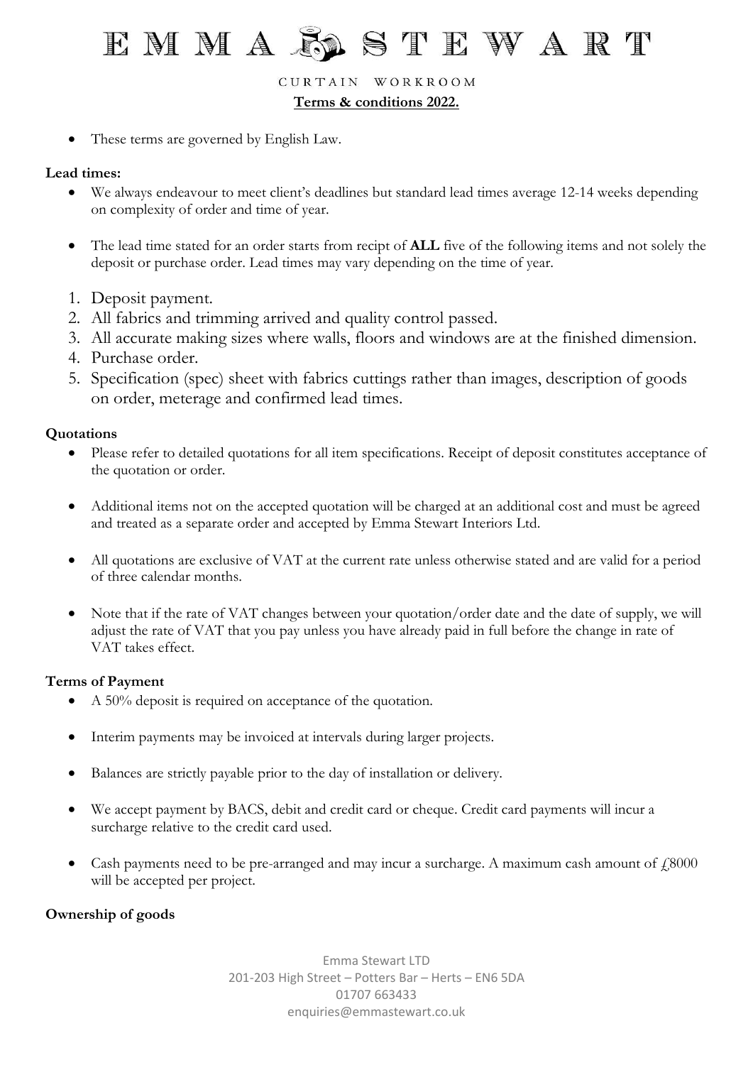# EMMA STEWART

CURTAIN WORKROOM

**Terms & conditions 2022.**

- These terms are governed by English Law.

**Lead times:**

- We always endeavour to meet client's deadlines but standard lead times average 12-14 weeks depending on complexity of order and time of year.

- The lead time stated for an order starts from recipt of **ALL** five of the following items and not solely the deposit or purchase order. Lead times may vary depending on the time of year.

1. Deposit payment.
2. All fabrics and trimming arrived and quality control passed.
3. All accurate making sizes where walls, floors and windows are at the finished dimension.
4. Purchase order.
5. Specification (spec) sheet with fabrics cuttings rather than images, description of goods on order, meterage and confirmed lead times.

**Quotations**

- Please refer to detailed quotations for all item specifications. Receipt of deposit constitutes acceptance of the quotation or order.

- Additional items not on the accepted quotation will be charged at an additional cost and must be agreed and treated as a separate order and accepted by Emma Stewart Interiors Ltd.

- All quotations are exclusive of VAT at the current rate unless otherwise stated and are valid for a period of three calendar months.

- Note that if the rate of VAT changes between your quotation/order date and the date of supply, we will adjust the rate of VAT that you pay unless you have already paid in full before the change in rate of VAT takes effect.

**Terms of Payment**

- A 50% deposit is required on acceptance of the quotation.

- Interim payments may be invoiced at intervals during larger projects.

- Balances are strictly payable prior to the day of installation or delivery.

- We accept payment by BACS, debit and credit card or cheque. Credit card payments will incur a surcharge relative to the credit card used.

- Cash payments need to be pre-arranged and may incur a surcharge. A maximum cash amount of £8000 will be accepted per project.

**Ownership of goods**

Emma Stewart LTD
201-203 High Street – Potters Bar – Herts – EN6 5DA
01707 663433
enquiries@emmastewart.co.uk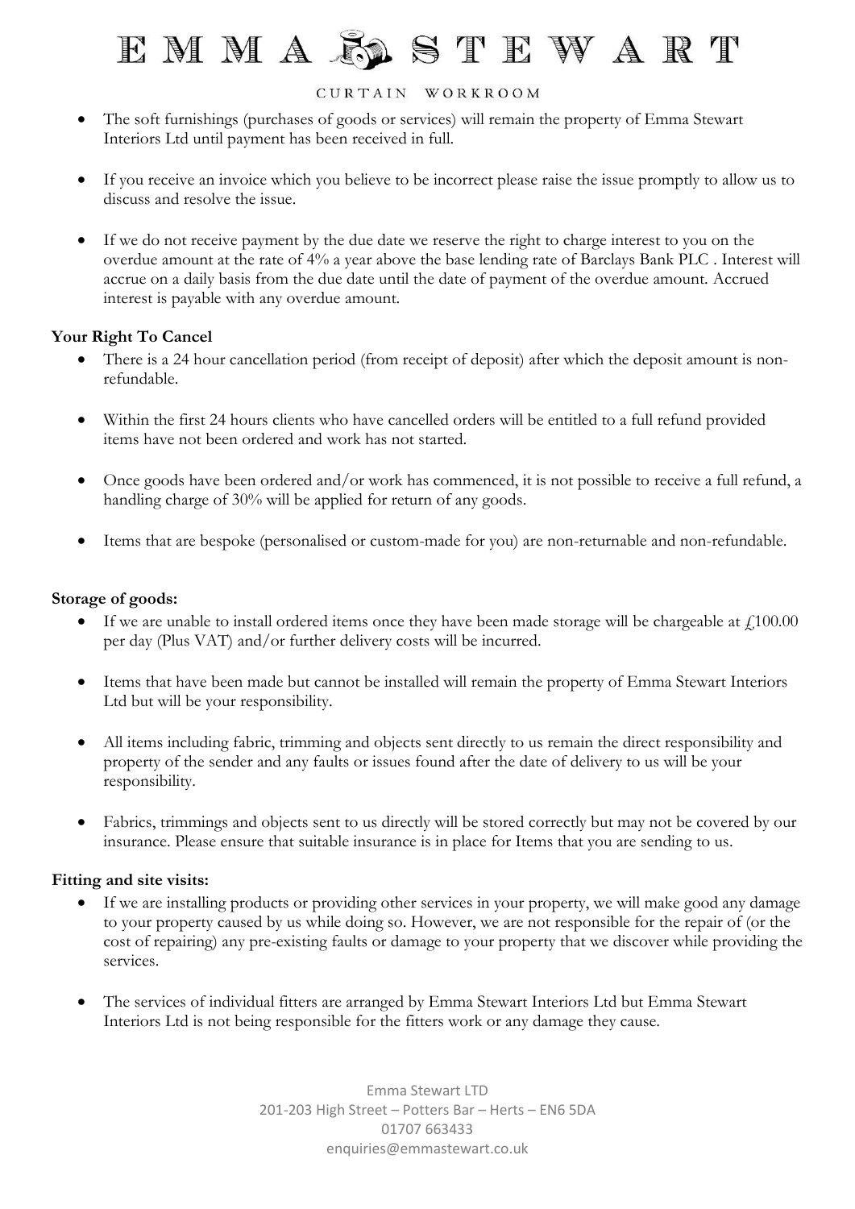- The soft furnishings (purchases of goods or services) will remain the property of Emma Stewart Interiors Ltd until payment has been received in full.

- If you receive an invoice which you believe to be incorrect please raise the issue promptly to allow us to discuss and resolve the issue.

- If we do not receive payment by the due date we reserve the right to charge interest to you on the overdue amount at the rate of 4% a year above the base lending rate of Barclays Bank PLC . Interest will accrue on a daily basis from the due date until the date of payment of the overdue amount. Accrued interest is payable with any overdue amount.

**Your Right To Cancel**

- There is a 24 hour cancellation period (from receipt of deposit) after which the deposit amount is non-refundable.

- Within the first 24 hours clients who have cancelled orders will be entitled to a full refund provided items have not been ordered and work has not started.

- Once goods have been ordered and/or work has commenced, it is not possible to receive a full refund, a handling charge of 30% will be applied for return of any goods.

- Items that are bespoke (personalised or custom-made for you) are non-returnable and non-refundable.

**Storage of goods:**

- If we are unable to install ordered items once they have been made storage will be chargeable at £100.00 per day (Plus VAT) and/or further delivery costs will be incurred.

- Items that have been made but cannot be installed will remain the property of Emma Stewart Interiors Ltd but will be your responsibility.

- All items including fabric, trimming and objects sent directly to us remain the direct responsibility and property of the sender and any faults or issues found after the date of delivery to us will be your responsibility.

- Fabrics, trimmings and objects sent to us directly will be stored correctly but may not be covered by our insurance. Please ensure that suitable insurance is in place for Items that you are sending to us.

**Fitting and site visits:**

- If we are installing products or providing other services in your property, we will make good any damage to your property caused by us while doing so. However, we are not responsible for the repair of (or the cost of repairing) any pre-existing faults or damage to your property that we discover while providing the services.

- The services of individual fitters are arranged by Emma Stewart Interiors Ltd but Emma Stewart Interiors Ltd is not being responsible for the fitters work or any damage they cause.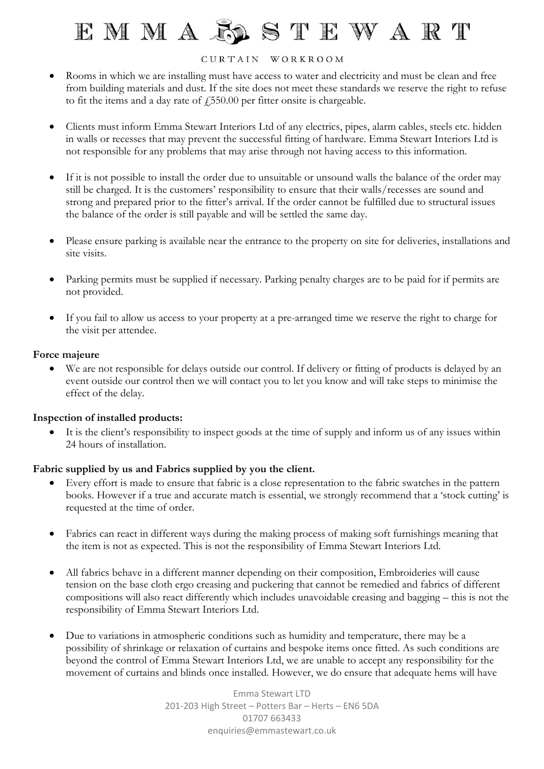- Rooms in which we are installing must have access to water and electricity and must be clean and free from building materials and dust. If the site does not meet these standards we reserve the right to refuse to fit the items and a day rate of £550.00 per fitter onsite is chargeable.

- Clients must inform Emma Stewart Interiors Ltd of any electrics, pipes, alarm cables, steels etc. hidden in walls or recesses that may prevent the successful fitting of hardware. Emma Stewart Interiors Ltd is not responsible for any problems that may arise through not having access to this information.

- If it is not possible to install the order due to unsuitable or unsound walls the balance of the order may still be charged. It is the customers' responsibility to ensure that their walls/recesses are sound and strong and prepared prior to the fitter's arrival. If the order cannot be fulfilled due to structural issues the balance of the order is still payable and will be settled the same day.

- Please ensure parking is available near the entrance to the property on site for deliveries, installations and site visits.

- Parking permits must be supplied if necessary. Parking penalty charges are to be paid for if permits are not provided.

- If you fail to allow us access to your property at a pre-arranged time we reserve the right to charge for the visit per attendee.

**Force majeure**

- We are not responsible for delays outside our control. If delivery or fitting of products is delayed by an event outside our control then we will contact you to let you know and will take steps to minimise the effect of the delay.

**Inspection of installed products:**

- It is the client's responsibility to inspect goods at the time of supply and inform us of any issues within 24 hours of installation.

**Fabric supplied by us and Fabrics supplied by you the client.**

- Every effort is made to ensure that fabric is a close representation to the fabric swatches in the pattern books. However if a true and accurate match is essential, we strongly recommend that a 'stock cutting' is requested at the time of order.

- Fabrics can react in different ways during the making process of making soft furnishings meaning that the item is not as expected. This is not the responsibility of Emma Stewart Interiors Ltd.

- All fabrics behave in a different manner depending on their composition, Embroideries will cause tension on the base cloth ergo creasing and puckering that cannot be remedied and fabrics of different compositions will also react differently which includes unavoidable creasing and bagging – this is not the responsibility of Emma Stewart Interiors Ltd.

- Due to variations in atmospheric conditions such as humidity and temperature, there may be a possibility of shrinkage or relaxation of curtains and bespoke items once fitted. As such conditions are beyond the control of Emma Stewart Interiors Ltd, we are unable to accept any responsibility for the movement of curtains and blinds once installed. However, we do ensure that adequate hems will have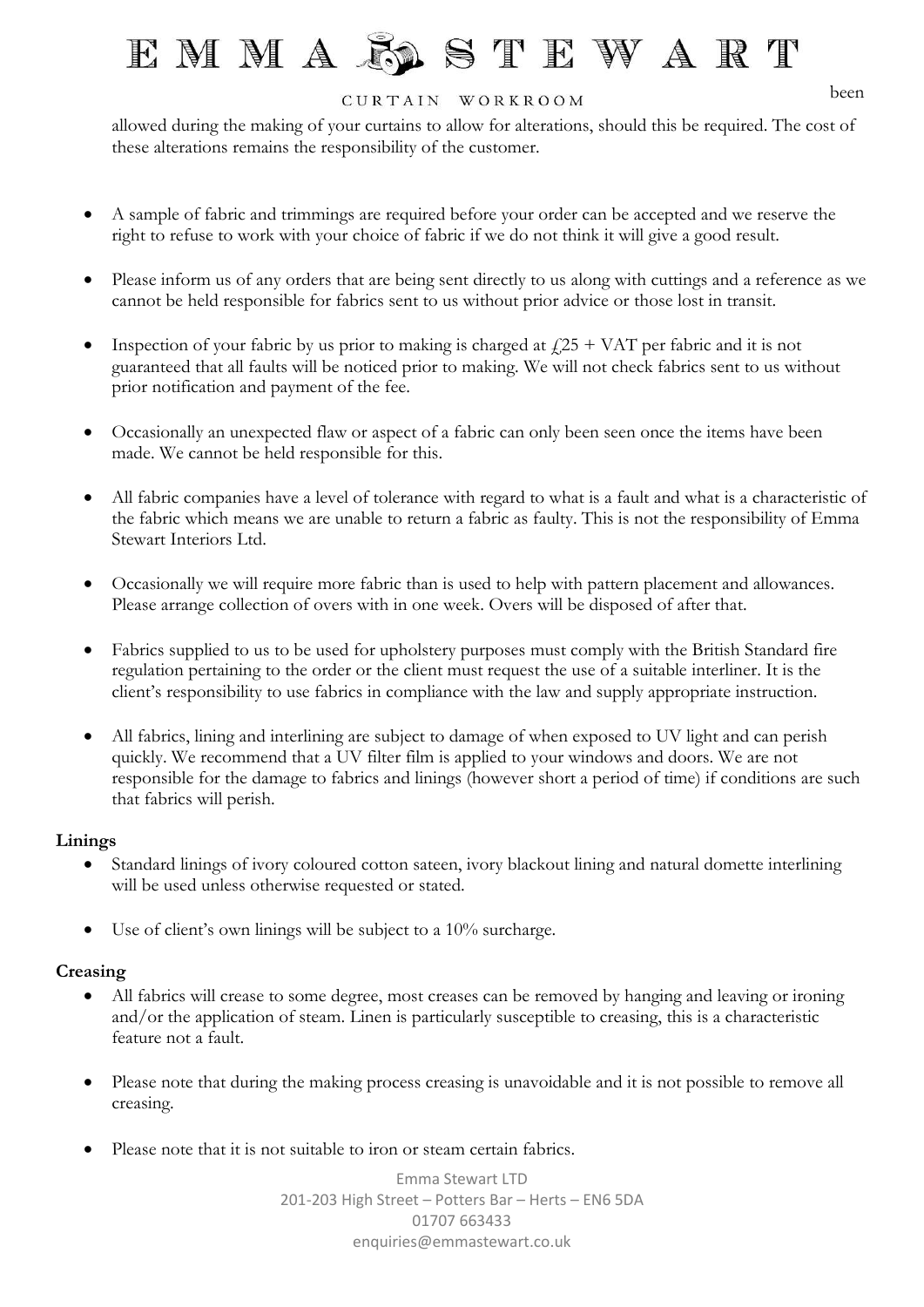been allowed during the making of your curtains to allow for alterations, should this be required. The cost of these alterations remains the responsibility of the customer.

- A sample of fabric and trimmings are required before your order can be accepted and we reserve the right to refuse to work with your choice of fabric if we do not think it will give a good result.

- Please inform us of any orders that are being sent directly to us along with cuttings and a reference as we cannot be held responsible for fabrics sent to us without prior advice or those lost in transit.

- Inspection of your fabric by us prior to making is charged at £25 + VAT per fabric and it is not guaranteed that all faults will be noticed prior to making. We will not check fabrics sent to us without prior notification and payment of the fee.

- Occasionally an unexpected flaw or aspect of a fabric can only been seen once the items have been made. We cannot be held responsible for this.

- All fabric companies have a level of tolerance with regard to what is a fault and what is a characteristic of the fabric which means we are unable to return a fabric as faulty. This is not the responsibility of Emma Stewart Interiors Ltd.

- Occasionally we will require more fabric than is used to help with pattern placement and allowances. Please arrange collection of overs with in one week. Overs will be disposed of after that.

- Fabrics supplied to us to be used for upholstery purposes must comply with the British Standard fire regulation pertaining to the order or the client must request the use of a suitable interliner. It is the client's responsibility to use fabrics in compliance with the law and supply appropriate instruction.

- All fabrics, lining and interlining are subject to damage of when exposed to UV light and can perish quickly. We recommend that a UV filter film is applied to your windows and doors. We are not responsible for the damage to fabrics and linings (however short a period of time) if conditions are such that fabrics will perish.

**Linings**

- Standard linings of ivory coloured cotton sateen, ivory blackout lining and natural domette interlining will be used unless otherwise requested or stated.

- Use of client's own linings will be subject to a 10% surcharge.

**Creasing**

- All fabrics will crease to some degree, most creases can be removed by hanging and leaving or ironing and/or the application of steam. Linen is particularly susceptible to creasing, this is a characteristic feature not a fault.

- Please note that during the making process creasing is unavoidable and it is not possible to remove all creasing.

- Please note that it is not suitable to iron or steam certain fabrics.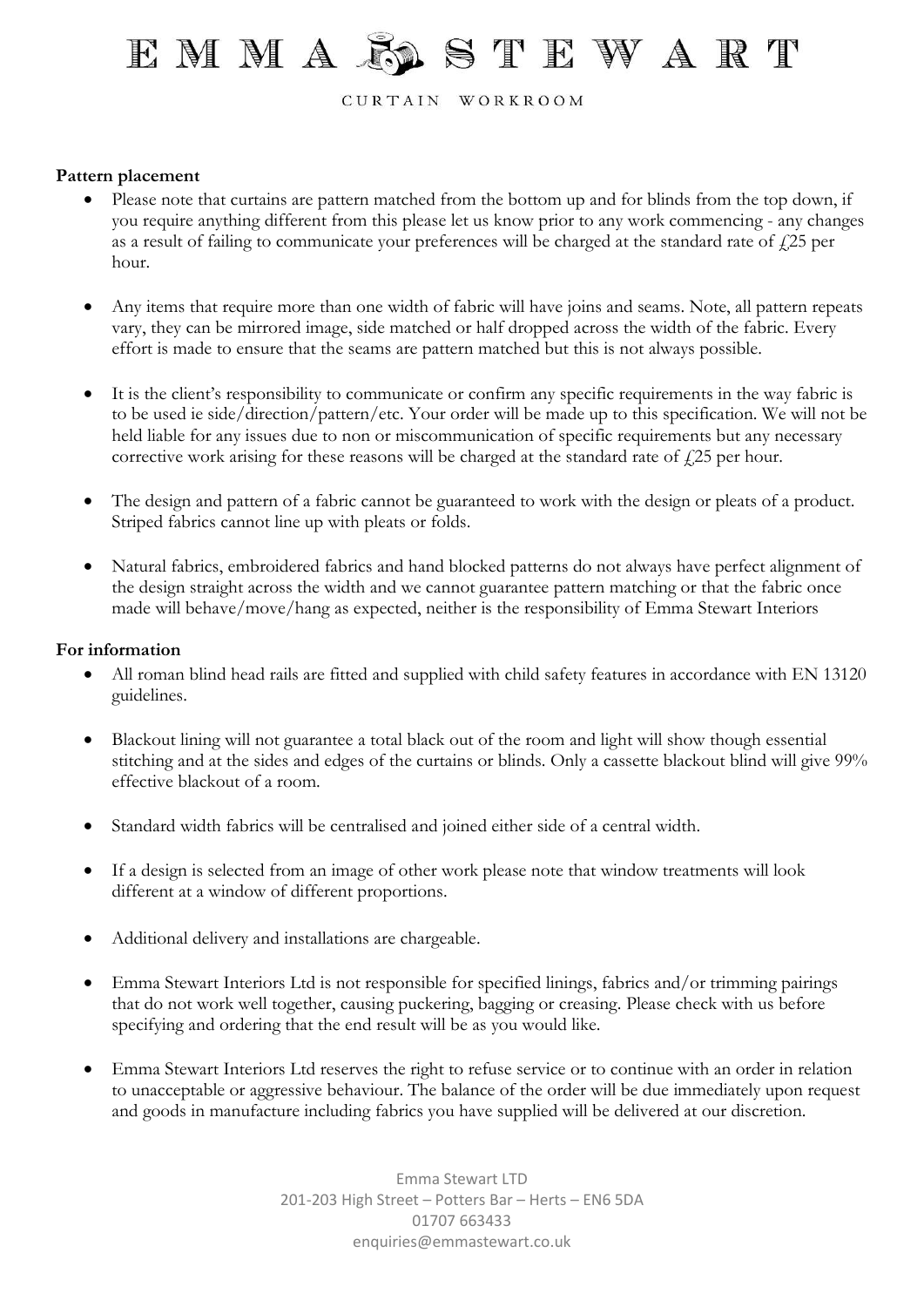## Pattern placement

- Please note that curtains are pattern matched from the bottom up and for blinds from the top down, if you require anything different from this please let us know prior to any work commencing - any changes as a result of failing to communicate your preferences will be charged at the standard rate of £25 per hour.

- Any items that require more than one width of fabric will have joins and seams. Note, all pattern repeats vary, they can be mirrored image, side matched or half dropped across the width of the fabric. Every effort is made to ensure that the seams are pattern matched but this is not always possible.

- It is the client's responsibility to communicate or confirm any specific requirements in the way fabric is to be used ie side/direction/pattern/etc. Your order will be made up to this specification. We will not be held liable for any issues due to non or miscommunication of specific requirements but any necessary corrective work arising for these reasons will be charged at the standard rate of £25 per hour.

- The design and pattern of a fabric cannot be guaranteed to work with the design or pleats of a product. Striped fabrics cannot line up with pleats or folds.

- Natural fabrics, embroidered fabrics and hand blocked patterns do not always have perfect alignment of the design straight across the width and we cannot guarantee pattern matching or that the fabric once made will behave/move/hang as expected, neither is the responsibility of Emma Stewart Interiors

## For information

- All roman blind head rails are fitted and supplied with child safety features in accordance with EN 13120 guidelines.

- Blackout lining will not guarantee a total black out of the room and light will show though essential stitching and at the sides and edges of the curtains or blinds. Only a cassette blackout blind will give 99% effective blackout of a room.

- Standard width fabrics will be centralised and joined either side of a central width.

- If a design is selected from an image of other work please note that window treatments will look different at a window of different proportions.

- Additional delivery and installations are chargeable.

- Emma Stewart Interiors Ltd is not responsible for specified linings, fabrics and/or trimming pairings that do not work well together, causing puckering, bagging or creasing. Please check with us before specifying and ordering that the end result will be as you would like.

- Emma Stewart Interiors Ltd reserves the right to refuse service or to continue with an order in relation to unacceptable or aggressive behaviour. The balance of the order will be due immediately upon request and goods in manufacture including fabrics you have supplied will be delivered at our discretion.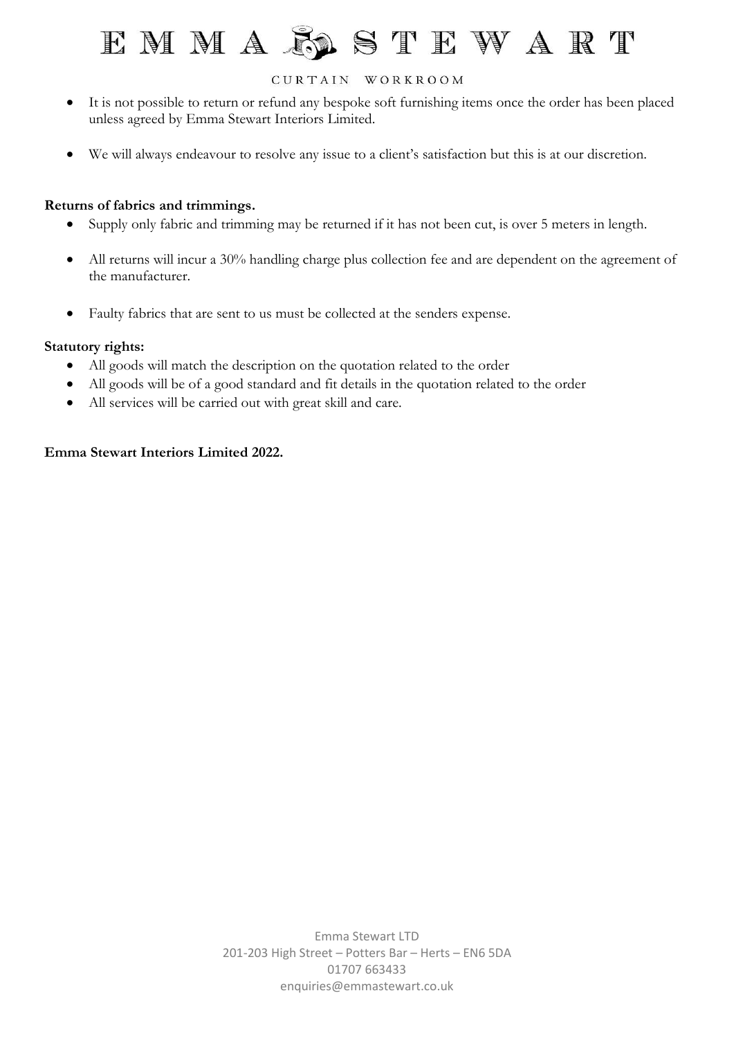- It is not possible to return or refund any bespoke soft furnishing items once the order has been placed unless agreed by Emma Stewart Interiors Limited.

- We will always endeavour to resolve any issue to a client's satisfaction but this is at our discretion.

**Returns of fabrics and trimmings.**

- Supply only fabric and trimming may be returned if it has not been cut, is over 5 meters in length.

- All returns will incur a 30% handling charge plus collection fee and are dependent on the agreement of the manufacturer.

- Faulty fabrics that are sent to us must be collected at the senders expense.

**Statutory rights:**

- All goods will match the description on the quotation related to the order
- All goods will be of a good standard and fit details in the quotation related to the order
- All services will be carried out with great skill and care.

**Emma Stewart Interiors Limited 2022.**